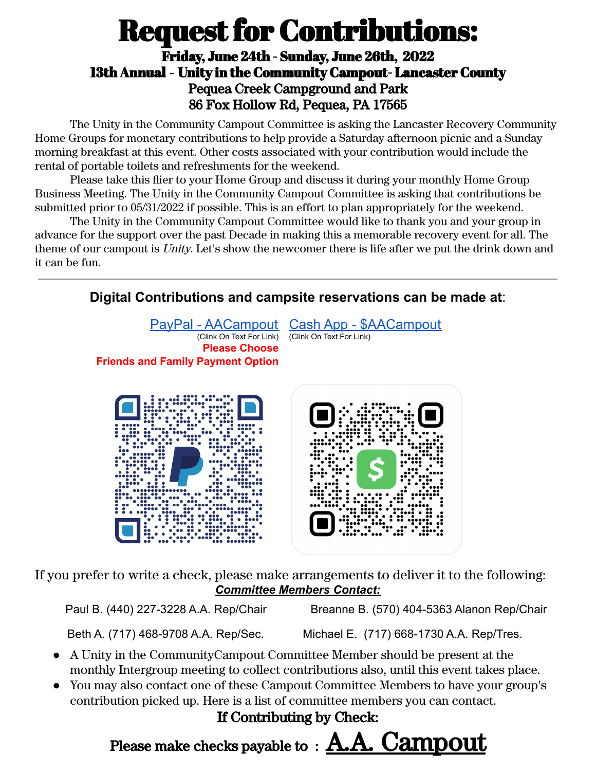# Request for Contributions:

**Friday, June 24th - Sunday, June 26th, 2022**

**13th Annual - Unity in the Community Campout- Lancaster County**

**Pequea Creek Campground and Park**

**86 Fox Hollow Rd, Pequea, PA 17565**

The Unity in the Community Campout Committee is asking the Lancaster Recovery Community Home Groups for monetary contributions to help provide a Saturday afternoon picnic and a Sunday morning breakfast at this event. Other costs associated with your contribution would include the rental of portable toilets and refreshments for the weekend.

Please take this flier to your Home Group and discuss it during your monthly Home Group Business Meeting. The Unity in the Community Campout Committee is asking that contributions be submitted prior to 05/31/2022 if possible. This is an effort to plan appropriately for the weekend.

The Unity in the Community Campout Committee would like to thank you and your group in advance for the support over the past Decade in making this a memorable recovery event for all. The theme of our campout is *Unity*. Let's show the newcomer there is life after we put the drink down and it can be fun.

---

**Digital Contributions and campsite reservations can be made at:**

PayPal - AACampout (Clink On Text For Link)

**Please Choose Friends and Family Payment Option**

Cash App - $AACampout (Clink On Text For Link)

If you prefer to write a check, please make arrangements to deliver it to the following:

***Committee Members Contact:***

Paul B. (440) 227-3228 A.A. Rep/Chair

Breanne B. (570) 404-5363 Alanon Rep/Chair

Beth A. (717) 468-9708 A.A. Rep/Sec.

Michael E. (717) 668-1730 A.A. Rep/Tres.

- A Unity in the CommunityCampout Committee Member should be present at the monthly Intergroup meeting to collect contributions also, until this event takes place.
- You may also contact one of these Campout Committee Members to have your group's contribution picked up. Here is a list of committee members you can contact.

**If Contributing by Check:**

**Please make checks payable to : A.A. Campout**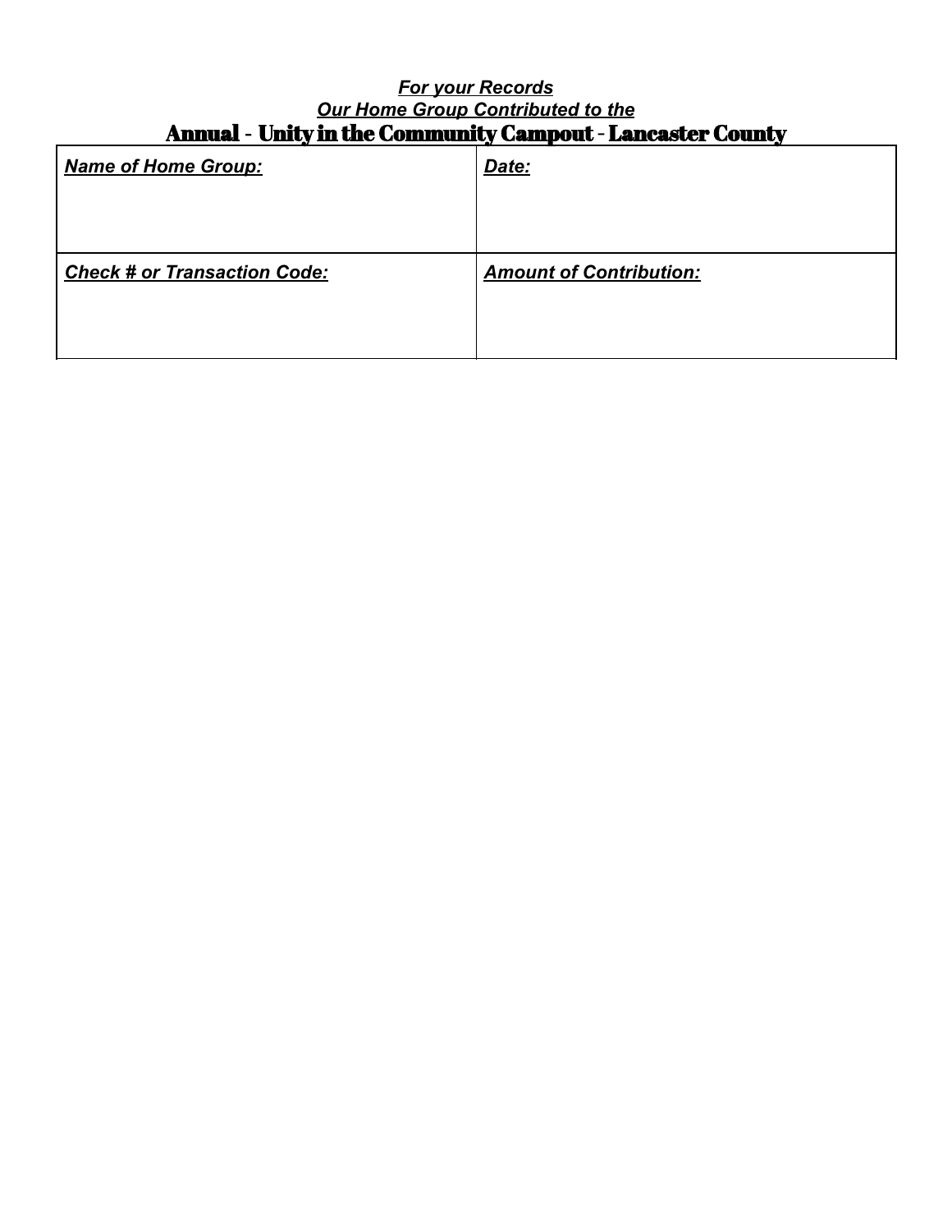***For your Records***

***Our Home Group Contributed to the***

# Annual - Unity in the Community Campout - Lancaster County

| | |
|---|---|
| ***Name of Home Group:*** | ***Date:*** |
| ***Check # or Transaction Code:*** | ***Amount of Contribution:*** |